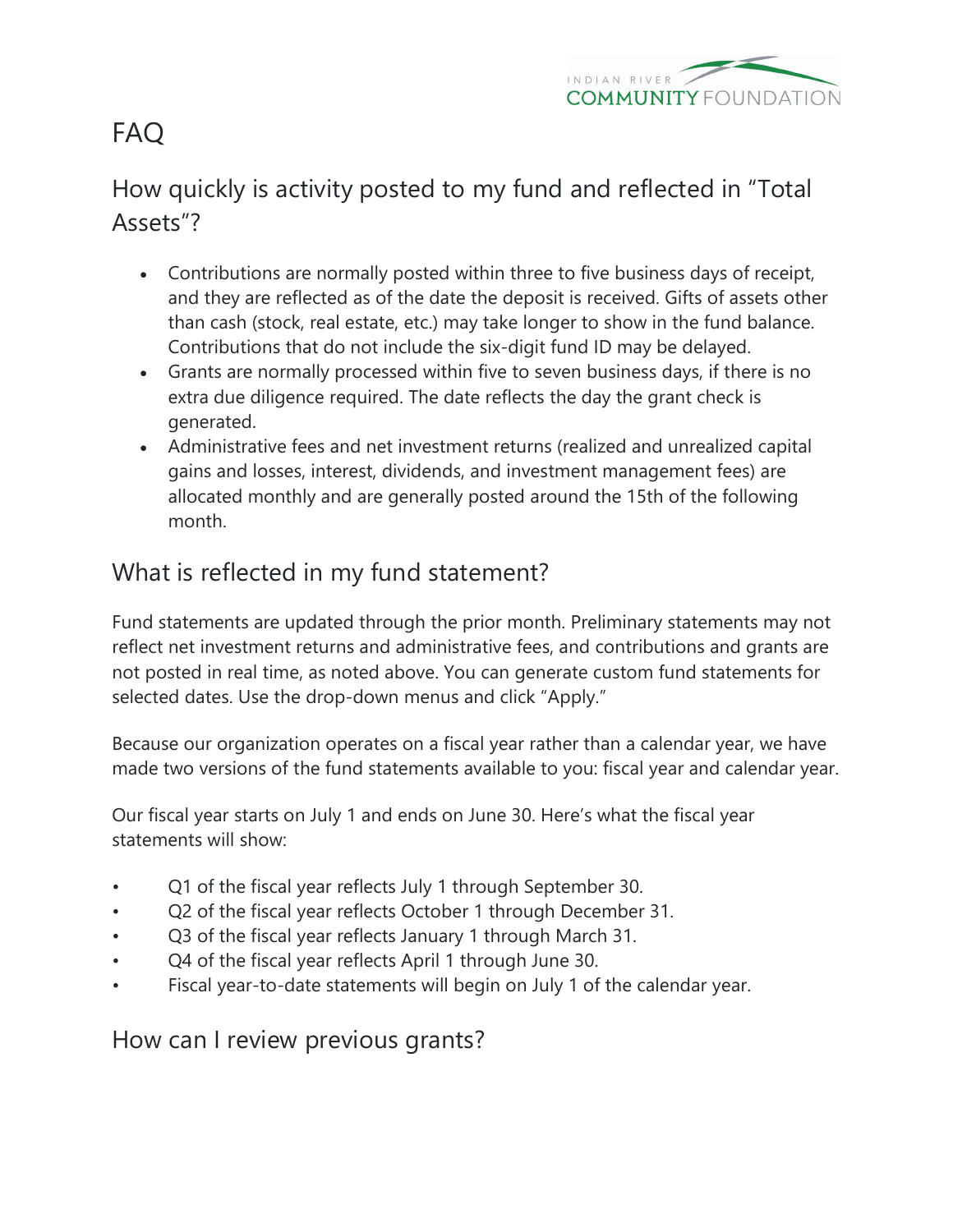# FAQ

## How quickly is activity posted to my fund and reflected in "Total Assets"?

- Contributions are normally posted within three to five business days of receipt, and they are reflected as of the date the deposit is received. Gifts of assets other than cash (stock, real estate, etc.) may take longer to show in the fund balance. Contributions that do not include the six-digit fund ID may be delayed.
- Grants are normally processed within five to seven business days, if there is no extra due diligence required. The date reflects the day the grant check is generated.
- Administrative fees and net investment returns (realized and unrealized capital gains and losses, interest, dividends, and investment management fees) are allocated monthly and are generally posted around the 15th of the following month.

## What is reflected in my fund statement?

Fund statements are updated through the prior month. Preliminary statements may not reflect net investment returns and administrative fees, and contributions and grants are not posted in real time, as noted above. You can generate custom fund statements for selected dates. Use the drop-down menus and click "Apply."

Because our organization operates on a fiscal year rather than a calendar year, we have made two versions of the fund statements available to you: fiscal year and calendar year.

Our fiscal year starts on July 1 and ends on June 30. Here's what the fiscal year statements will show:

- Q1 of the fiscal year reflects July 1 through September 30.
- Q2 of the fiscal year reflects October 1 through December 31.
- Q3 of the fiscal year reflects January 1 through March 31.
- Q4 of the fiscal year reflects April 1 through June 30.
- Fiscal year-to-date statements will begin on July 1 of the calendar year.

## How can I review previous grants?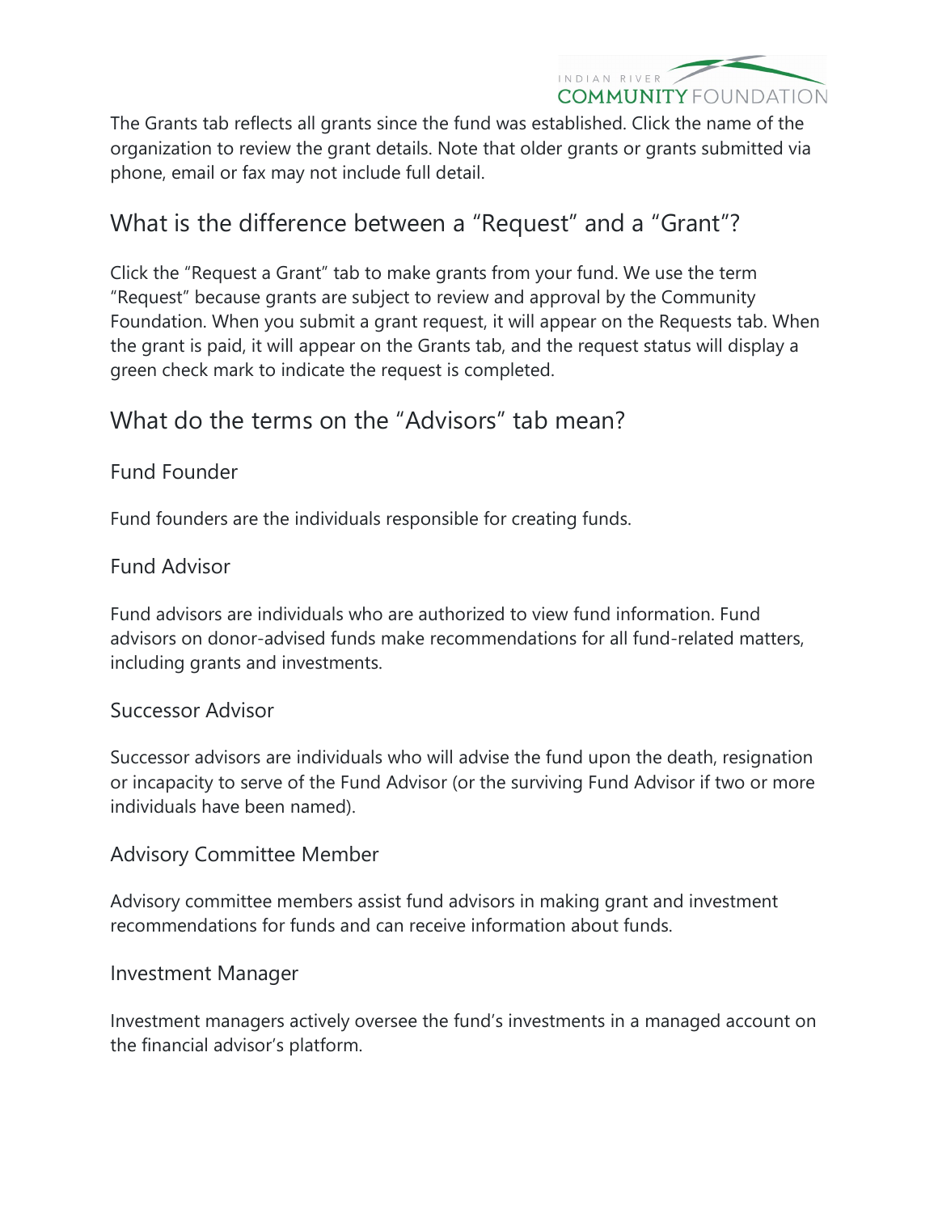The Grants tab reflects all grants since the fund was established. Click the name of the organization to review the grant details. Note that older grants or grants submitted via phone, email or fax may not include full detail.

## What is the difference between a "Request" and a "Grant"?

Click the "Request a Grant" tab to make grants from your fund. We use the term "Request" because grants are subject to review and approval by the Community Foundation. When you submit a grant request, it will appear on the Requests tab. When the grant is paid, it will appear on the Grants tab, and the request status will display a green check mark to indicate the request is completed.

## What do the terms on the "Advisors" tab mean?

### Fund Founder

Fund founders are the individuals responsible for creating funds.

### Fund Advisor

Fund advisors are individuals who are authorized to view fund information. Fund advisors on donor-advised funds make recommendations for all fund-related matters, including grants and investments.

### Successor Advisor

Successor advisors are individuals who will advise the fund upon the death, resignation or incapacity to serve of the Fund Advisor (or the surviving Fund Advisor if two or more individuals have been named).

### Advisory Committee Member

Advisory committee members assist fund advisors in making grant and investment recommendations for funds and can receive information about funds.

### Investment Manager

Investment managers actively oversee the fund's investments in a managed account on the financial advisor's platform.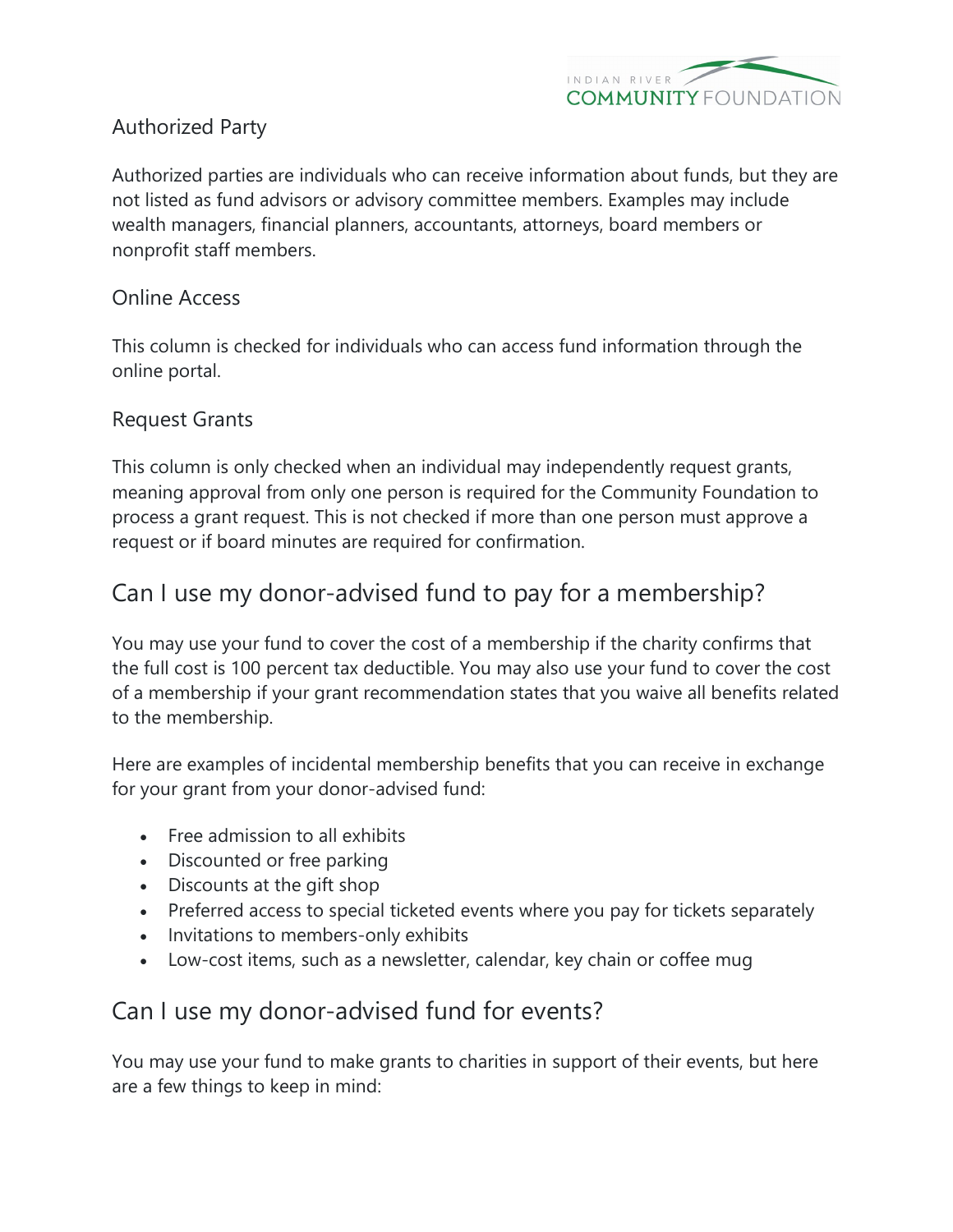### Authorized Party

Authorized parties are individuals who can receive information about funds, but they are not listed as fund advisors or advisory committee members. Examples may include wealth managers, financial planners, accountants, attorneys, board members or nonprofit staff members.

### Online Access

This column is checked for individuals who can access fund information through the online portal.

### Request Grants

This column is only checked when an individual may independently request grants, meaning approval from only one person is required for the Community Foundation to process a grant request. This is not checked if more than one person must approve a request or if board minutes are required for confirmation.

## Can I use my donor-advised fund to pay for a membership?

You may use your fund to cover the cost of a membership if the charity confirms that the full cost is 100 percent tax deductible. You may also use your fund to cover the cost of a membership if your grant recommendation states that you waive all benefits related to the membership.

Here are examples of incidental membership benefits that you can receive in exchange for your grant from your donor-advised fund:

- Free admission to all exhibits
- Discounted or free parking
- Discounts at the gift shop
- Preferred access to special ticketed events where you pay for tickets separately
- Invitations to members-only exhibits
- Low-cost items, such as a newsletter, calendar, key chain or coffee mug

## Can I use my donor-advised fund for events?

You may use your fund to make grants to charities in support of their events, but here are a few things to keep in mind: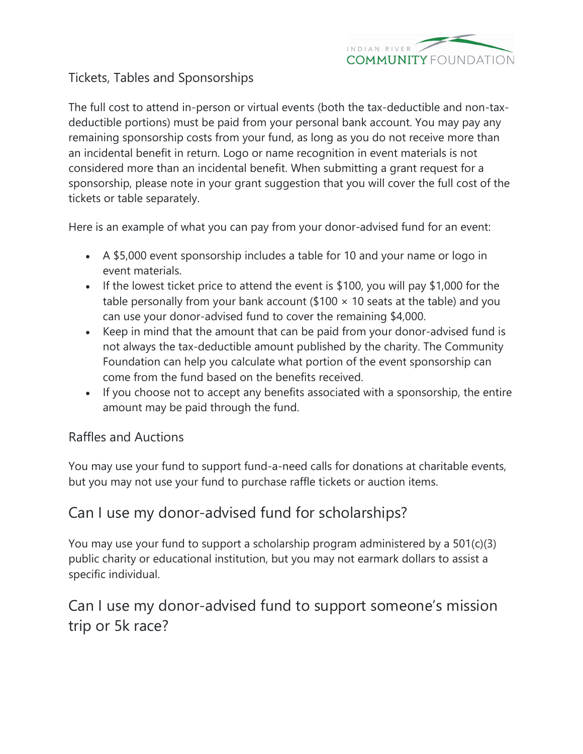### Tickets, Tables and Sponsorships

The full cost to attend in-person or virtual events (both the tax-deductible and non-tax-deductible portions) must be paid from your personal bank account. You may pay any remaining sponsorship costs from your fund, as long as you do not receive more than an incidental benefit in return. Logo or name recognition in event materials is not considered more than an incidental benefit. When submitting a grant request for a sponsorship, please note in your grant suggestion that you will cover the full cost of the tickets or table separately.

Here is an example of what you can pay from your donor-advised fund for an event:

- A $5,000 event sponsorship includes a table for 10 and your name or logo in event materials.
- If the lowest ticket price to attend the event is $100, you will pay $1,000 for the table personally from your bank account ($100 × 10 seats at the table) and you can use your donor-advised fund to cover the remaining $4,000.
- Keep in mind that the amount that can be paid from your donor-advised fund is not always the tax-deductible amount published by the charity. The Community Foundation can help you calculate what portion of the event sponsorship can come from the fund based on the benefits received.
- If you choose not to accept any benefits associated with a sponsorship, the entire amount may be paid through the fund.

### Raffles and Auctions

You may use your fund to support fund-a-need calls for donations at charitable events, but you may not use your fund to purchase raffle tickets or auction items.

## Can I use my donor-advised fund for scholarships?

You may use your fund to support a scholarship program administered by a 501(c)(3) public charity or educational institution, but you may not earmark dollars to assist a specific individual.

## Can I use my donor-advised fund to support someone's mission trip or 5k race?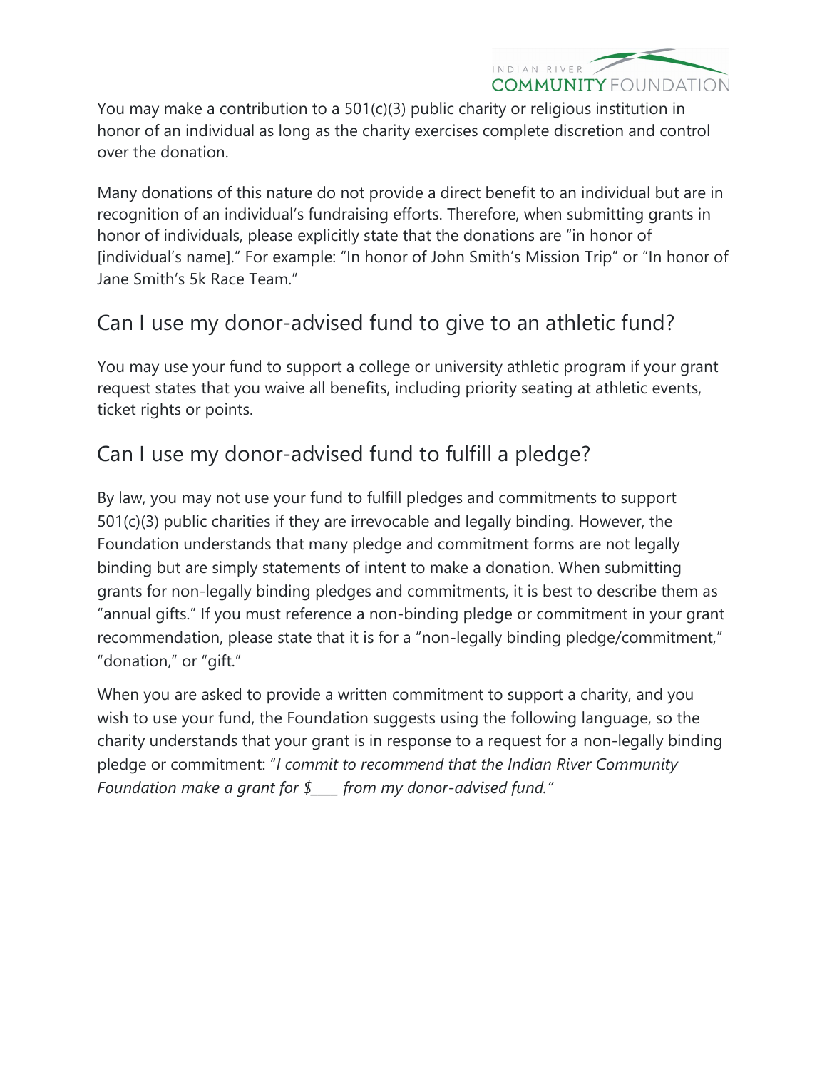You may make a contribution to a 501(c)(3) public charity or religious institution in honor of an individual as long as the charity exercises complete discretion and control over the donation.

Many donations of this nature do not provide a direct benefit to an individual but are in recognition of an individual's fundraising efforts. Therefore, when submitting grants in honor of individuals, please explicitly state that the donations are "in honor of [individual's name]." For example: "In honor of John Smith's Mission Trip" or "In honor of Jane Smith's 5k Race Team."

## Can I use my donor-advised fund to give to an athletic fund?

You may use your fund to support a college or university athletic program if your grant request states that you waive all benefits, including priority seating at athletic events, ticket rights or points.

## Can I use my donor-advised fund to fulfill a pledge?

By law, you may not use your fund to fulfill pledges and commitments to support 501(c)(3) public charities if they are irrevocable and legally binding. However, the Foundation understands that many pledge and commitment forms are not legally binding but are simply statements of intent to make a donation. When submitting grants for non-legally binding pledges and commitments, it is best to describe them as "annual gifts." If you must reference a non-binding pledge or commitment in your grant recommendation, please state that it is for a "non-legally binding pledge/commitment," "donation," or "gift."

When you are asked to provide a written commitment to support a charity, and you wish to use your fund, the Foundation suggests using the following language, so the charity understands that your grant is in response to a request for a non-legally binding pledge or commitment: "*I commit to recommend that the Indian River Community Foundation make a grant for $____ from my donor-advised fund.*"